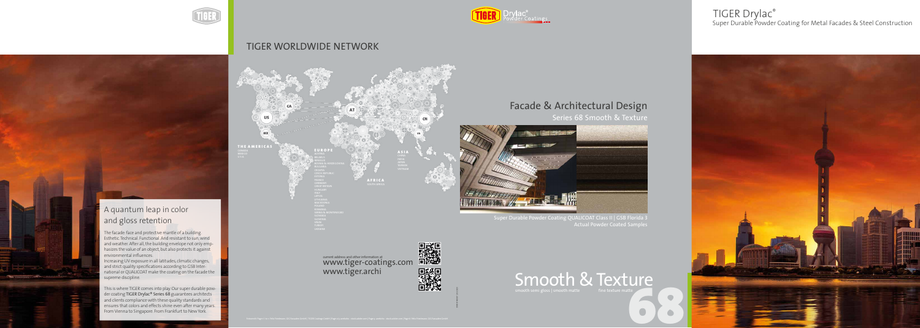# TIGER Drylac®

Super Durable Powder Coating for Metal Facades & Steel Construction

## TIGER WORLDWIDE NETWORK

**THE AMERICAS**
CANADA
MEXICO
U.S.A.

**EUROPE**
AUSTRIA
BELARUS
BELGIUM
BOSNIA & HERZEGOVINA
BULGARIA
CROATIA
CZECH REPUBLIC
ESTONIA
FRANCE
GERMANY
GREAT BRITAIN
HUNGARY
ITALY
LATVIA
LITHUANIA
MACEDONIA
POLAND
ROMANIA
SERBIA & MONTENEGRO
SLOVAKIA
SLOVENIA
SPAIN
TURKEY
UKRAINE

**ASIA**
CHINA
INDIA
JAPAN
TAIWAN
VIETNAM

**AFRICA**
SOUTH AFRICA

current address and other information at
www.tiger-coatings.com
www.tiger.archi

## A quantum leap in color and gloss retention

The facade: face and protective mantle of a building. Esthetic. Technical. Functional. And resistant to sun, wind and weather. After all, the building envelope not only emphasizes the value of an object, but also protects it against environmental influences.
Increasing UV exposure in all latitudes, climatic changes, and strict quality specifications according to GSB International or QUALICOAT make the coating on the facade the supreme discipline.

This is where TIGER comes into play. Our super durable powder coating **TIGER Drylac® Series 68** guarantees architects and clients compliance with these quality standards and ensures that colors and effects shine even after many years. From Vienna to Singapore. From Frankfurt to New York.

## Facade & Architectural Design

Series 68 Smooth & Texture

Super Durable Powder Coating QUALICOAT Class II | GSB Florida 3
Actual Powder Coated Samples

# Smooth & Texture

smooth semi gloss | smooth matte — fine texture matte

# 68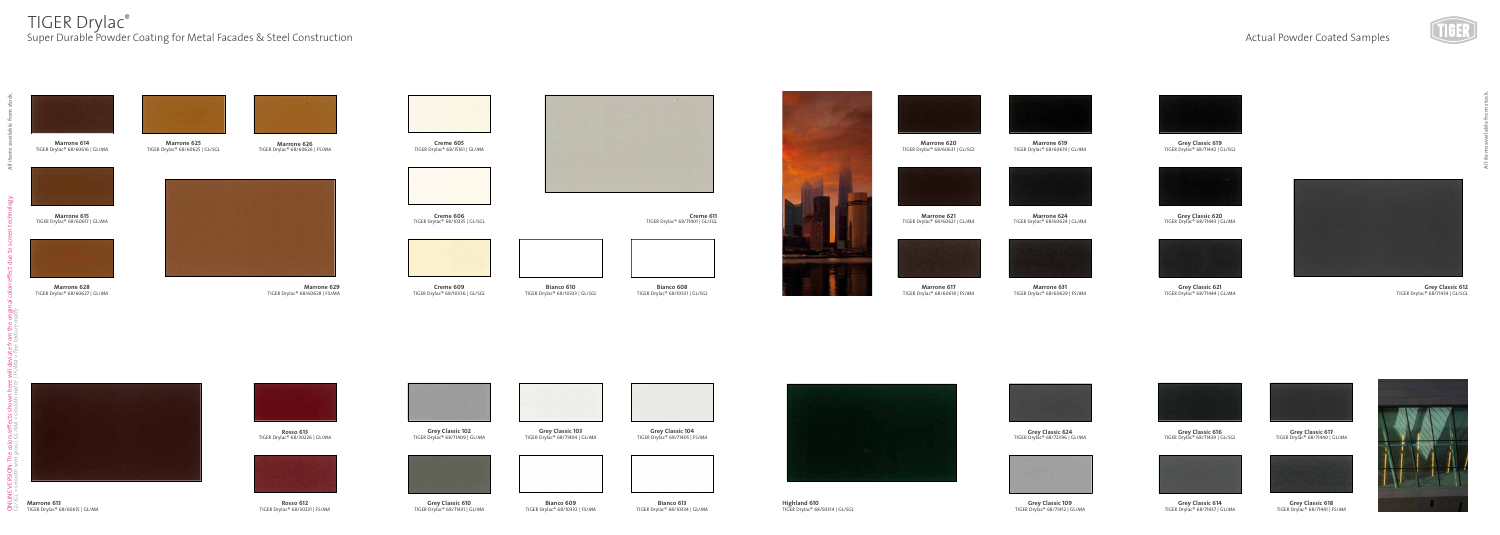# TIGER Drylac®

Super Durable Powder Coating for Metal Facades & Steel Construction

Actual Powder Coated Samples

All items available from stock.

ONLINE VERSION: The colors/effects shown here will deviate from the original color/effect due to screen technology.
GL/SGL = smooth semi gloss | GL/MA = smooth matte | FS/MA = fine texture matte

**Marrone 614**
TIGER Drylac® 68/60636 | GL/MA

**Marrone 625**
TIGER Drylac® 68/60625 | GL/SGL

**Marrone 626**
TIGER Drylac® 68/60626 | FS/MA

**Marrone 615**
TIGER Drylac® 68/60637 | GL/MA

**Marrone 628**
TIGER Drylac® 68/60627 | GL/MA

**Marrone 629**
TIGER Drylac® 68/60628 | FS/MA

**Creme 605**
TIGER Drylac® 68/11361 | GL/MA

**Creme 606**
TIGER Drylac® 68/10375 | GL/SGL

**Creme 611**
TIGER Drylac® 68/71401 | GL/SGL

**Creme 609**
TIGER Drylac® 68/10376 | GL/SGL

**Bianco 610**
TIGER Drylac® 68/10333 | GL/SGL

**Bianco 608**
TIGER Drylac® 68/10331 | GL/SGL

**Marrone 620**
TIGER Drylac® 68/60631 | GL/SGL

**Marrone 619**
TIGER Drylac® 68/60619 | GL/MA

**Marrone 621**
TIGER Drylac® 68/60621 | GL/MA

**Marrone 624**
TIGER Drylac® 68/60624 | GL/MA

**Marrone 617**
TIGER Drylac® 68/60618 | FS/MA

**Marrone 631**
TIGER Drylac® 68/60629 | FS/MA

**Grey Classic 619**
TIGER Drylac® 68/71442 | GL/SGL

**Grey Classic 620**
TIGER Drylac® 68/71443 | GL/MA

**Grey Classic 621**
TIGER Drylac® 68/71444 | GL/MA

**Grey Classic 612**
TIGER Drylac® 68/71414 | GL/SGL

**Marrone 613**
TIGER Drylac® 68/60615 | GL/MA

**Rosso 613**
TIGER Drylac® 68/30226 | GL/MA

**Rosso 612**
TIGER Drylac® 68/30231 | FS/MA

**Grey Classic 102**
TIGER Drylac® 68/71409 | GL/MA

**Grey Classic 103**
TIGER Drylac® 68/71404 | GL/MA

**Grey Classic 104**
TIGER Drylac® 68/71405 | FS/MA

**Grey Classic 610**
TIGER Drylac® 68/71401 | GL/MA

**Bianco 609**
TIGER Drylac® 68/10332 | FS/MA

**Bianco 613**
TIGER Drylac® 68/10334 | GL/MA

**Highland 610**
TIGER Drylac® 68/50314 | GL/SGL

**Grey Classic 624**
TIGER Drylac® 68/72396 | GL/MA

**Grey Classic 109**
TIGER Drylac® 68/71412 | GL/MA

**Grey Classic 616**
TIGER Drylac® 68/71439 | GL/SGL

**Grey Classic 617**
TIGER Drylac® 68/71440 | GL/MA

**Grey Classic 614**
TIGER Drylac® 68/71437 | GL/MA

**Grey Classic 618**
TIGER Drylac® 68/71441 | FS/MA